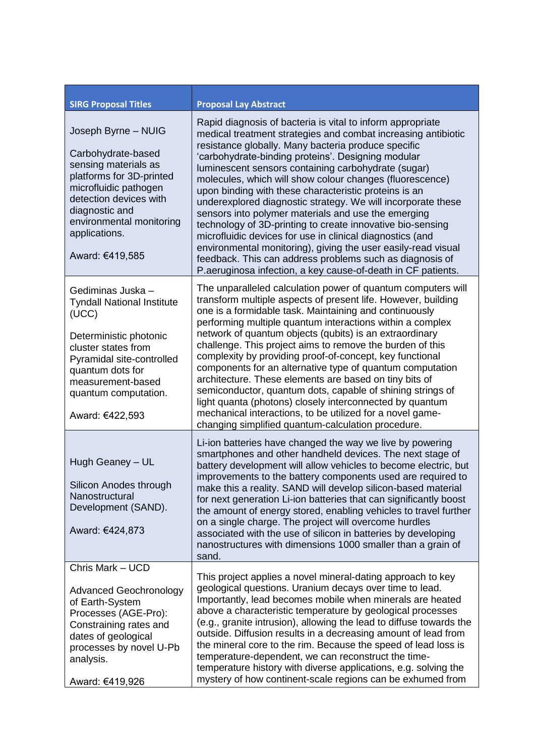| SIRG Proposal Titles | Proposal Lay Abstract |
|---|---|
| Joseph Byrne – NUIG<br><br>Carbohydrate-based sensing materials as platforms for 3D-printed microfluidic pathogen detection devices with diagnostic and environmental monitoring applications.<br><br>Award: €419,585 | Rapid diagnosis of bacteria is vital to inform appropriate medical treatment strategies and combat increasing antibiotic resistance globally. Many bacteria produce specific 'carbohydrate-binding proteins'. Designing modular luminescent sensors containing carbohydrate (sugar) molecules, which will show colour changes (fluorescence) upon binding with these characteristic proteins is an underexplored diagnostic strategy. We will incorporate these sensors into polymer materials and use the emerging technology of 3D-printing to create innovative bio-sensing microfluidic devices for use in clinical diagnostics (and environmental monitoring), giving the user easily-read visual feedback. This can address problems such as diagnosis of P.aeruginosa infection, a key cause-of-death in CF patients. |
| Gediminas Juska – Tyndall National Institute (UCC)<br><br>Deterministic photonic cluster states from Pyramidal site-controlled quantum dots for measurement-based quantum computation.<br><br>Award: €422,593 | The unparalleled calculation power of quantum computers will transform multiple aspects of present life. However, building one is a formidable task. Maintaining and continuously performing multiple quantum interactions within a complex network of quantum objects (qubits) is an extraordinary challenge. This project aims to remove the burden of this complexity by providing proof-of-concept, key functional components for an alternative type of quantum computation architecture. These elements are based on tiny bits of semiconductor, quantum dots, capable of shining strings of light quanta (photons) closely interconnected by quantum mechanical interactions, to be utilized for a novel game-changing simplified quantum-calculation procedure. |
| Hugh Geaney – UL<br><br>Silicon Anodes through Nanostructural Development (SAND).<br><br>Award: €424,873 | Li-ion batteries have changed the way we live by powering smartphones and other handheld devices. The next stage of battery development will allow vehicles to become electric, but improvements to the battery components used are required to make this a reality. SAND will develop silicon-based material for next generation Li-ion batteries that can significantly boost the amount of energy stored, enabling vehicles to travel further on a single charge. The project will overcome hurdles associated with the use of silicon in batteries by developing nanostructures with dimensions 1000 smaller than a grain of sand. |
| Chris Mark – UCD<br><br>Advanced Geochronology of Earth-System Processes (AGE-Pro): Constraining rates and dates of geological processes by novel U-Pb analysis.<br><br>Award: €419,926 | This project applies a novel mineral-dating approach to key geological questions. Uranium decays over time to lead. Importantly, lead becomes mobile when minerals are heated above a characteristic temperature by geological processes (e.g., granite intrusion), allowing the lead to diffuse towards the outside. Diffusion results in a decreasing amount of lead from the mineral core to the rim. Because the speed of lead loss is temperature-dependent, we can reconstruct the time-temperature history with diverse applications, e.g. solving the mystery of how continent-scale regions can be exhumed from |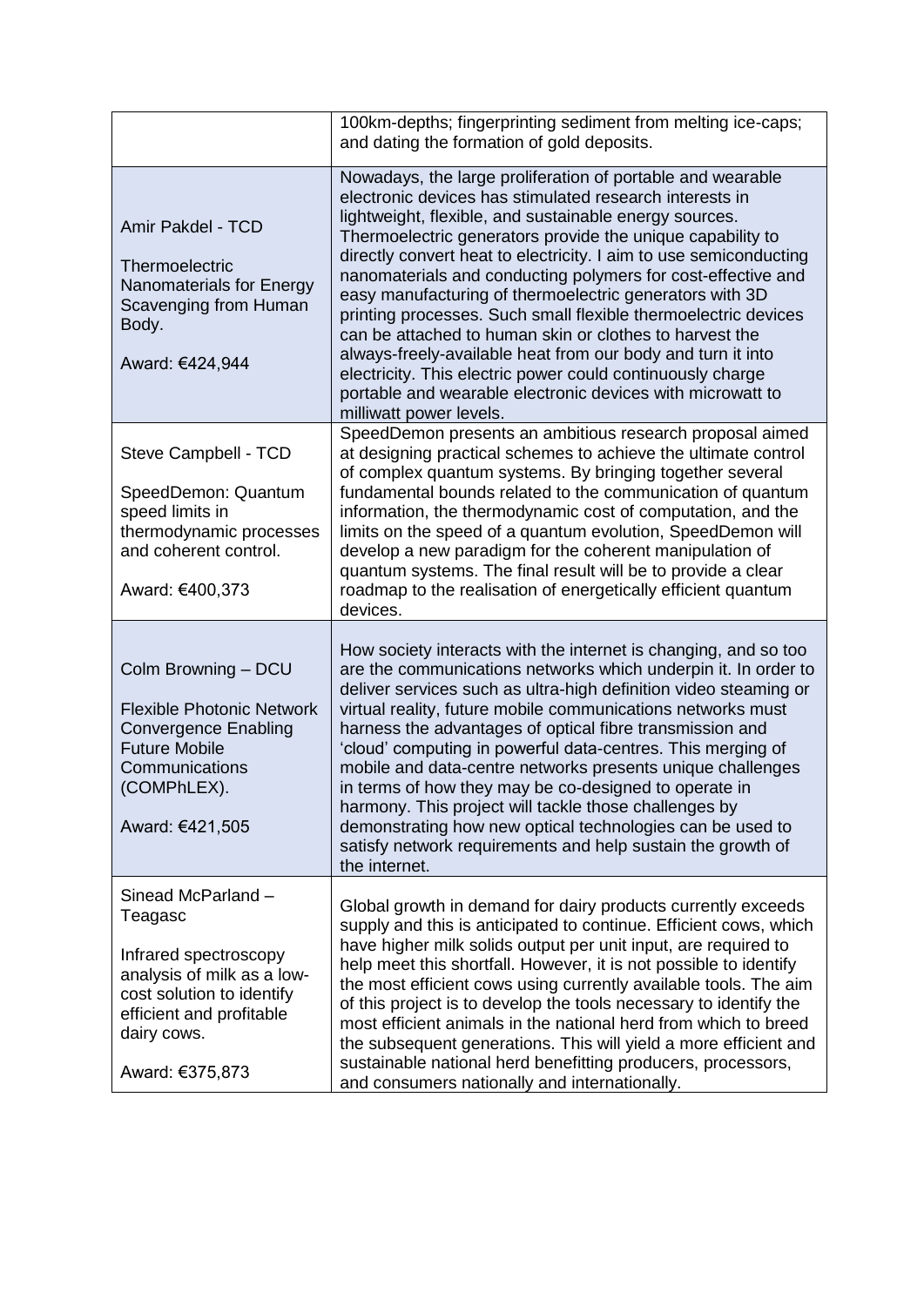| | |
|---|---|
| | 100km-depths; fingerprinting sediment from melting ice-caps; and dating the formation of gold deposits. |
| Amir Pakdel - TCD<br><br>Thermoelectric Nanomaterials for Energy Scavenging from Human Body.<br><br>Award: €424,944 | Nowadays, the large proliferation of portable and wearable electronic devices has stimulated research interests in lightweight, flexible, and sustainable energy sources. Thermoelectric generators provide the unique capability to directly convert heat to electricity. I aim to use semiconducting nanomaterials and conducting polymers for cost-effective and easy manufacturing of thermoelectric generators with 3D printing processes. Such small flexible thermoelectric devices can be attached to human skin or clothes to harvest the always-freely-available heat from our body and turn it into electricity. This electric power could continuously charge portable and wearable electronic devices with microwatt to milliwatt power levels. |
| Steve Campbell - TCD<br><br>SpeedDemon: Quantum speed limits in thermodynamic processes and coherent control.<br><br>Award: €400,373 | SpeedDemon presents an ambitious research proposal aimed at designing practical schemes to achieve the ultimate control of complex quantum systems. By bringing together several fundamental bounds related to the communication of quantum information, the thermodynamic cost of computation, and the limits on the speed of a quantum evolution, SpeedDemon will develop a new paradigm for the coherent manipulation of quantum systems. The final result will be to provide a clear roadmap to the realisation of energetically efficient quantum devices. |
| Colm Browning – DCU<br><br>Flexible Photonic Network Convergence Enabling Future Mobile Communications (COMPhLEX).<br><br>Award: €421,505 | How society interacts with the internet is changing, and so too are the communications networks which underpin it. In order to deliver services such as ultra-high definition video steaming or virtual reality, future mobile communications networks must harness the advantages of optical fibre transmission and 'cloud' computing in powerful data-centres. This merging of mobile and data-centre networks presents unique challenges in terms of how they may be co-designed to operate in harmony. This project will tackle those challenges by demonstrating how new optical technologies can be used to satisfy network requirements and help sustain the growth of the internet. |
| Sinead McParland – Teagasc<br><br>Infrared spectroscopy analysis of milk as a low-cost solution to identify efficient and profitable dairy cows.<br><br>Award: €375,873 | Global growth in demand for dairy products currently exceeds supply and this is anticipated to continue. Efficient cows, which have higher milk solids output per unit input, are required to help meet this shortfall. However, it is not possible to identify the most efficient cows using currently available tools. The aim of this project is to develop the tools necessary to identify the most efficient animals in the national herd from which to breed the subsequent generations. This will yield a more efficient and sustainable national herd benefitting producers, processors, and consumers nationally and internationally. |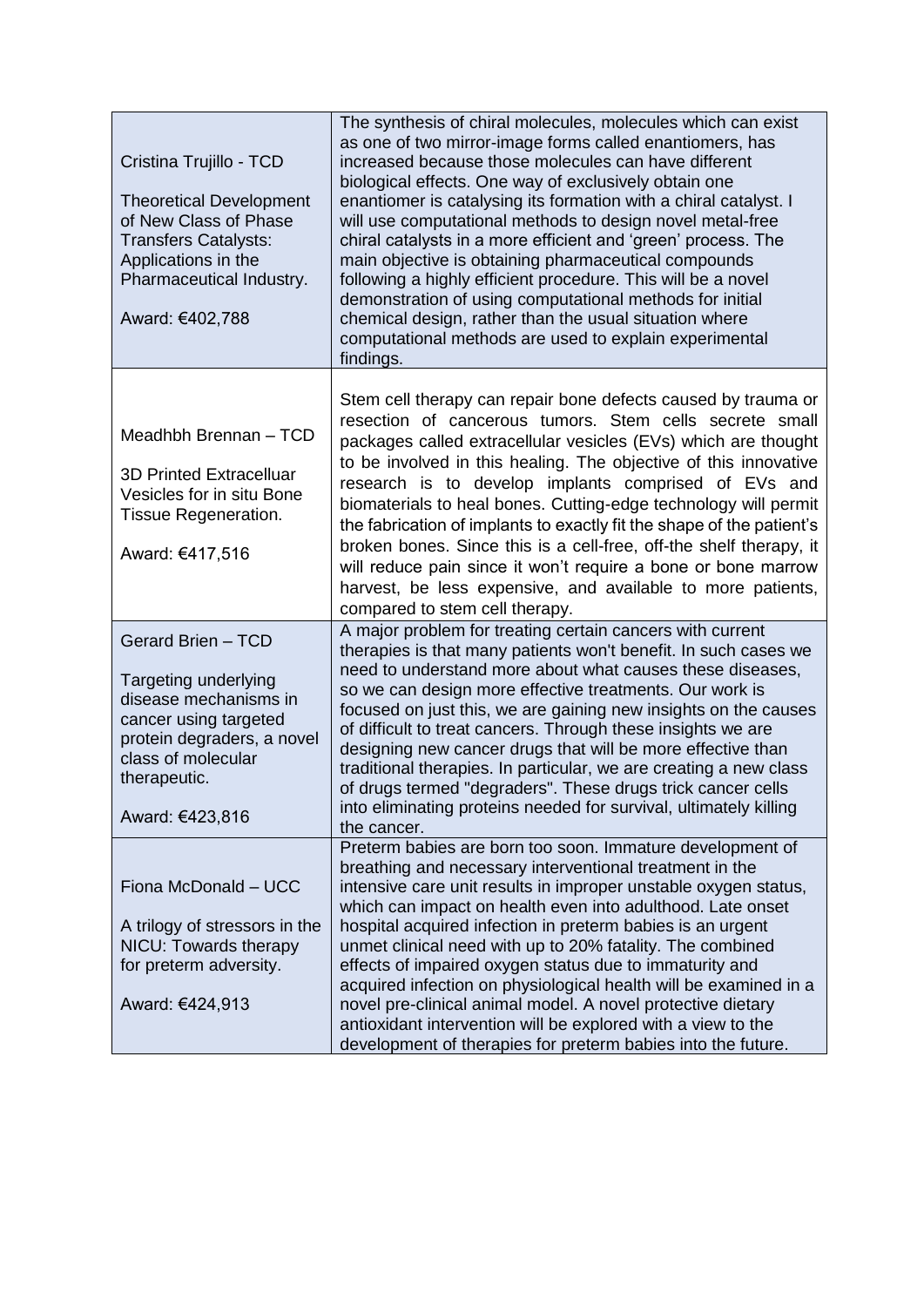| | |
|---|---|
| Cristina Trujillo - TCD<br><br>Theoretical Development of New Class of Phase Transfers Catalysts: Applications in the Pharmaceutical Industry.<br><br>Award: €402,788 | The synthesis of chiral molecules, molecules which can exist as one of two mirror-image forms called enantiomers, has increased because those molecules can have different biological effects. One way of exclusively obtain one enantiomer is catalysing its formation with a chiral catalyst. I will use computational methods to design novel metal-free chiral catalysts in a more efficient and 'green' process. The main objective is obtaining pharmaceutical compounds following a highly efficient procedure. This will be a novel demonstration of using computational methods for initial chemical design, rather than the usual situation where computational methods are used to explain experimental findings. |
| Meadhbh Brennan – TCD<br><br>3D Printed Extracelluar Vesicles for in situ Bone Tissue Regeneration.<br><br>Award: €417,516 | Stem cell therapy can repair bone defects caused by trauma or resection of cancerous tumors. Stem cells secrete small packages called extracellular vesicles (EVs) which are thought to be involved in this healing. The objective of this innovative research is to develop implants comprised of EVs and biomaterials to heal bones. Cutting-edge technology will permit the fabrication of implants to exactly fit the shape of the patient's broken bones. Since this is a cell-free, off-the shelf therapy, it will reduce pain since it won't require a bone or bone marrow harvest, be less expensive, and available to more patients, compared to stem cell therapy. |
| Gerard Brien – TCD<br><br>Targeting underlying disease mechanisms in cancer using targeted protein degraders, a novel class of molecular therapeutic.<br><br>Award: €423,816 | A major problem for treating certain cancers with current therapies is that many patients won't benefit. In such cases we need to understand more about what causes these diseases, so we can design more effective treatments. Our work is focused on just this, we are gaining new insights on the causes of difficult to treat cancers. Through these insights we are designing new cancer drugs that will be more effective than traditional therapies. In particular, we are creating a new class of drugs termed "degraders". These drugs trick cancer cells into eliminating proteins needed for survival, ultimately killing the cancer. |
| Fiona McDonald – UCC<br><br>A trilogy of stressors in the NICU: Towards therapy for preterm adversity.<br><br>Award: €424,913 | Preterm babies are born too soon. Immature development of breathing and necessary interventional treatment in the intensive care unit results in improper unstable oxygen status, which can impact on health even into adulthood. Late onset hospital acquired infection in preterm babies is an urgent unmet clinical need with up to 20% fatality. The combined effects of impaired oxygen status due to immaturity and acquired infection on physiological health will be examined in a novel pre-clinical animal model. A novel protective dietary antioxidant intervention will be explored with a view to the development of therapies for preterm babies into the future. |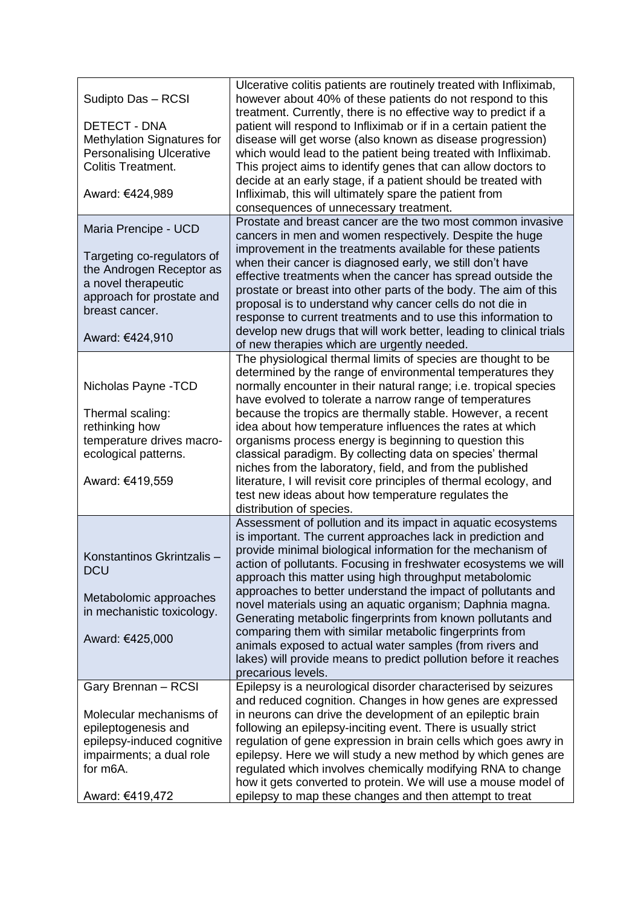| | |
|---|---|
| Sudipto Das – RCSI<br><br>DETECT - DNA Methylation Signatures for Personalising Ulcerative Colitis Treatment.<br><br>Award: €424,989 | Ulcerative colitis patients are routinely treated with Infliximab, however about 40% of these patients do not respond to this treatment. Currently, there is no effective way to predict if a patient will respond to Infliximab or if in a certain patient the disease will get worse (also known as disease progression) which would lead to the patient being treated with Infliximab. This project aims to identify genes that can allow doctors to decide at an early stage, if a patient should be treated with Infliximab, this will ultimately spare the patient from consequences of unnecessary treatment. |
| Maria Prencipe - UCD<br><br>Targeting co-regulators of the Androgen Receptor as a novel therapeutic approach for prostate and breast cancer.<br><br>Award: €424,910 | Prostate and breast cancer are the two most common invasive cancers in men and women respectively. Despite the huge improvement in the treatments available for these patients when their cancer is diagnosed early, we still don't have effective treatments when the cancer has spread outside the prostate or breast into other parts of the body. The aim of this proposal is to understand why cancer cells do not die in response to current treatments and to use this information to develop new drugs that will work better, leading to clinical trials of new therapies which are urgently needed. |
| Nicholas Payne -TCD<br><br>Thermal scaling: rethinking how temperature drives macro-ecological patterns.<br><br>Award: €419,559 | The physiological thermal limits of species are thought to be determined by the range of environmental temperatures they normally encounter in their natural range; i.e. tropical species have evolved to tolerate a narrow range of temperatures because the tropics are thermally stable. However, a recent idea about how temperature influences the rates at which organisms process energy is beginning to question this classical paradigm. By collecting data on species' thermal niches from the laboratory, field, and from the published literature, I will revisit core principles of thermal ecology, and test new ideas about how temperature regulates the distribution of species. |
| Konstantinos Gkrintzalis – DCU<br><br>Metabolomic approaches in mechanistic toxicology.<br><br>Award: €425,000 | Assessment of pollution and its impact in aquatic ecosystems is important. The current approaches lack in prediction and provide minimal biological information for the mechanism of action of pollutants. Focusing in freshwater ecosystems we will approach this matter using high throughput metabolomic approaches to better understand the impact of pollutants and novel materials using an aquatic organism; Daphnia magna. Generating metabolic fingerprints from known pollutants and comparing them with similar metabolic fingerprints from animals exposed to actual water samples (from rivers and lakes) will provide means to predict pollution before it reaches precarious levels. |
| Gary Brennan – RCSI<br><br>Molecular mechanisms of epileptogenesis and epilepsy-induced cognitive impairments; a dual role for m6A.<br><br>Award: €419,472 | Epilepsy is a neurological disorder characterised by seizures and reduced cognition. Changes in how genes are expressed in neurons can drive the development of an epileptic brain following an epilepsy-inciting event. There is usually strict regulation of gene expression in brain cells which goes awry in epilepsy. Here we will study a new method by which genes are regulated which involves chemically modifying RNA to change how it gets converted to protein. We will use a mouse model of epilepsy to map these changes and then attempt to treat |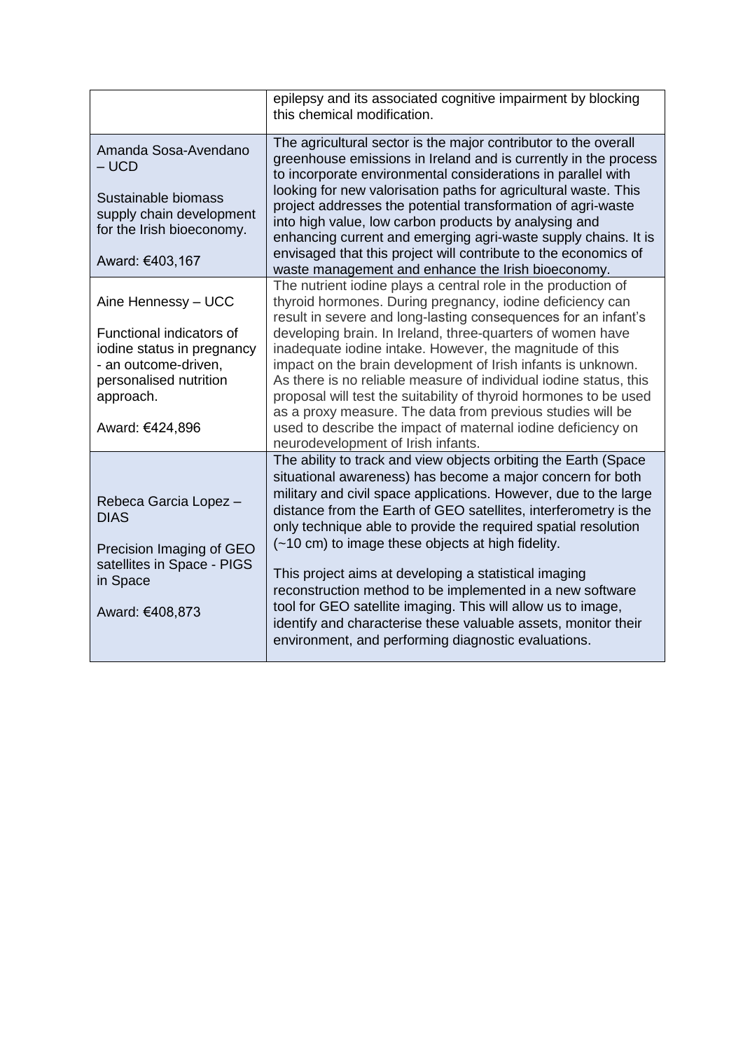| | |
|---|---|
| | epilepsy and its associated cognitive impairment by blocking this chemical modification. |
| Amanda Sosa-Avendano – UCD<br><br>Sustainable biomass supply chain development for the Irish bioeconomy.<br><br>Award: €403,167 | The agricultural sector is the major contributor to the overall greenhouse emissions in Ireland and is currently in the process to incorporate environmental considerations in parallel with looking for new valorisation paths for agricultural waste. This project addresses the potential transformation of agri-waste into high value, low carbon products by analysing and enhancing current and emerging agri-waste supply chains. It is envisaged that this project will contribute to the economics of waste management and enhance the Irish bioeconomy. |
| Aine Hennessy – UCC<br><br>Functional indicators of iodine status in pregnancy - an outcome-driven, personalised nutrition approach.<br><br>Award: €424,896 | The nutrient iodine plays a central role in the production of thyroid hormones. During pregnancy, iodine deficiency can result in severe and long-lasting consequences for an infant's developing brain. In Ireland, three-quarters of women have inadequate iodine intake. However, the magnitude of this impact on the brain development of Irish infants is unknown. As there is no reliable measure of individual iodine status, this proposal will test the suitability of thyroid hormones to be used as a proxy measure. The data from previous studies will be used to describe the impact of maternal iodine deficiency on neurodevelopment of Irish infants. |
| Rebeca Garcia Lopez – DIAS<br><br>Precision Imaging of GEO satellites in Space - PIGS in Space<br><br>Award: €408,873 | The ability to track and view objects orbiting the Earth (Space situational awareness) has become a major concern for both military and civil space applications. However, due to the large distance from the Earth of GEO satellites, interferometry is the only technique able to provide the required spatial resolution (~10 cm) to image these objects at high fidelity.<br><br>This project aims at developing a statistical imaging reconstruction method to be implemented in a new software tool for GEO satellite imaging. This will allow us to image, identify and characterise these valuable assets, monitor their environment, and performing diagnostic evaluations. |